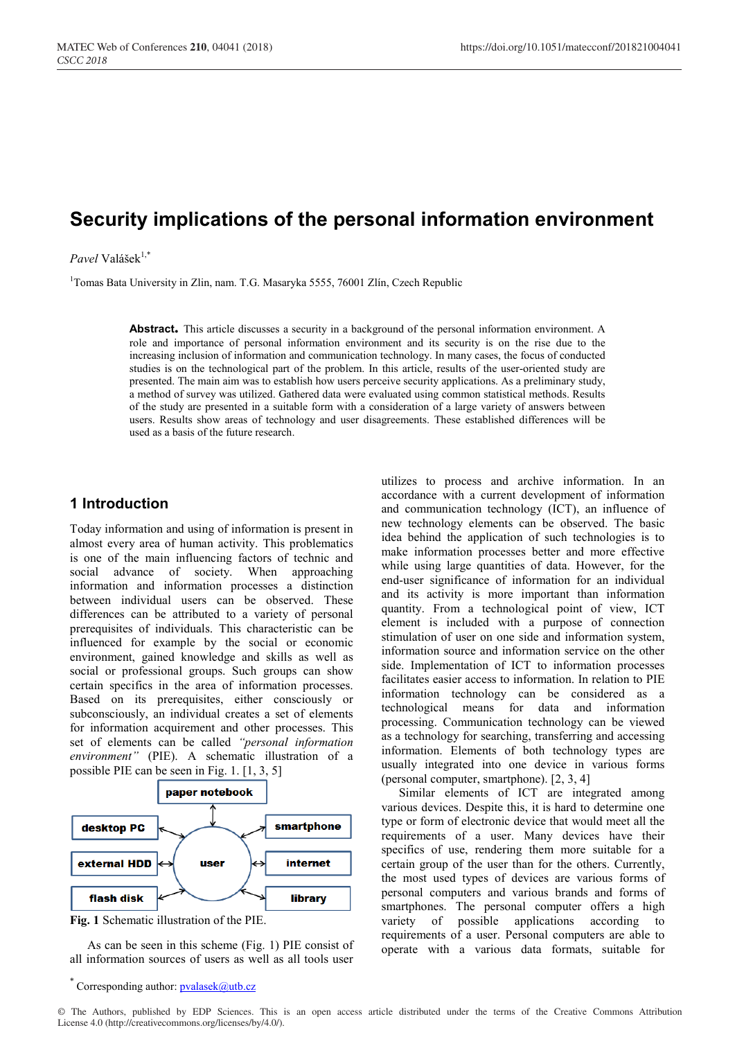# Security implications of the personal information environment

*Pavel* Valášek[1,*]

[1]Tomas Bata University in Zlin, nam. T.G. Masaryka 5555, 76001 Zlín, Czech Republic

**Abstract.** This article discusses a security in a background of the personal information environment. A role and importance of personal information environment and its security is on the rise due to the increasing inclusion of information and communication technology. In many cases, the focus of conducted studies is on the technological part of the problem. In this article, results of the user-oriented study are presented. The main aim was to establish how users perceive security applications. As a preliminary study, a method of survey was utilized. Gathered data were evaluated using common statistical methods. Results of the study are presented in a suitable form with a consideration of a large variety of answers between users. Results show areas of technology and user disagreements. These established differences will be used as a basis of the future research.

## 1 Introduction

Today information and using of information is present in almost every area of human activity. This problematics is one of the main influencing factors of technic and social advance of society. When approaching information and information processes a distinction between individual users can be observed. These differences can be attributed to a variety of personal prerequisites of individuals. This characteristic can be influenced for example by the social or economic environment, gained knowledge and skills as well as social or professional groups. Such groups can show certain specifics in the area of information processes. Based on its prerequisites, either consciously or subconsciously, an individual creates a set of elements for information acquirement and other processes. This set of elements can be called *"personal information environment"* (PIE). A schematic illustration of a possible PIE can be seen in Fig. 1. [1, 3, 5]

paper notebook

desktop PC

smartphone

external HDD

user

internet

flash disk

library

**Fig. 1** Schematic illustration of the PIE.

As can be seen in this scheme (Fig. 1) PIE consist of all information sources of users as well as all tools user utilizes to process and archive information. In an accordance with a current development of information and communication technology (ICT), an influence of new technology elements can be observed. The basic idea behind the application of such technologies is to make information processes better and more effective while using large quantities of data. However, for the end-user significance of information for an individual and its activity is more important than information quantity. From a technological point of view, ICT element is included with a purpose of connection stimulation of user on one side and information system, information source and information service on the other side. Implementation of ICT to information processes facilitates easier access to information. In relation to PIE information technology can be considered as a technological means for data and information processing. Communication technology can be viewed as a technology for searching, transferring and accessing information. Elements of both technology types are usually integrated into one device in various forms (personal computer, smartphone). [2, 3, 4]

Similar elements of ICT are integrated among various devices. Despite this, it is hard to determine one type or form of electronic device that would meet all the requirements of a user. Many devices have their specifics of use, rendering them more suitable for a certain group of the user than for the others. Currently, the most used types of devices are various forms of personal computers and various brands and forms of smartphones. The personal computer offers a high variety of possible applications according to requirements of a user. Personal computers are able to operate with a various data formats, suitable for

[*] Corresponding author: pvalasek@utb.cz

© The Authors, published by EDP Sciences. This is an open access article distributed under the terms of the Creative Commons Attribution License 4.0 (http://creativecommons.org/licenses/by/4.0/).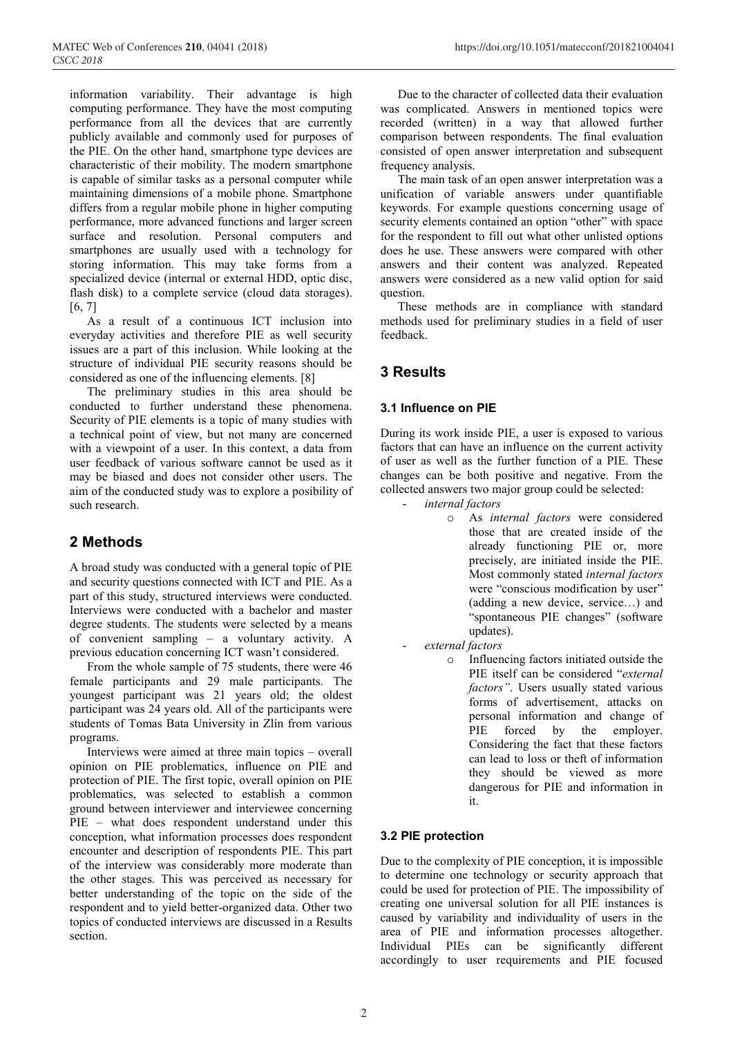information variability. Their advantage is high computing performance. They have the most computing performance from all the devices that are currently publicly available and commonly used for purposes of the PIE. On the other hand, smartphone type devices are characteristic of their mobility. The modern smartphone is capable of similar tasks as a personal computer while maintaining dimensions of a mobile phone. Smartphone differs from a regular mobile phone in higher computing performance, more advanced functions and larger screen surface and resolution. Personal computers and smartphones are usually used with a technology for storing information. This may take forms from a specialized device (internal or external HDD, optic disc, flash disk) to a complete service (cloud data storages). [6, 7]

As a result of a continuous ICT inclusion into everyday activities and therefore PIE as well security issues are a part of this inclusion. While looking at the structure of individual PIE security reasons should be considered as one of the influencing elements. [8]

The preliminary studies in this area should be conducted to further understand these phenomena. Security of PIE elements is a topic of many studies with a technical point of view, but not many are concerned with a viewpoint of a user. In this context, a data from user feedback of various software cannot be used as it may be biased and does not consider other users. The aim of the conducted study was to explore a posibility of such research.

## 2 Methods

A broad study was conducted with a general topic of PIE and security questions connected with ICT and PIE. As a part of this study, structured interviews were conducted. Interviews were conducted with a bachelor and master degree students. The students were selected by a means of convenient sampling – a voluntary activity. A previous education concerning ICT wasn't considered.

From the whole sample of 75 students, there were 46 female participants and 29 male participants. The youngest participant was 21 years old; the oldest participant was 24 years old. All of the participants were students of Tomas Bata University in Zlín from various programs.

Interviews were aimed at three main topics – overall opinion on PIE problematics, influence on PIE and protection of PIE. The first topic, overall opinion on PIE problematics, was selected to establish a common ground between interviewer and interviewee concerning PIE – what does respondent understand under this conception, what information processes does respondent encounter and description of respondents PIE. This part of the interview was considerably more moderate than the other stages. This was perceived as necessary for better understanding of the topic on the side of the respondent and to yield better-organized data. Other two topics of conducted interviews are discussed in a Results section.

Due to the character of collected data their evaluation was complicated. Answers in mentioned topics were recorded (written) in a way that allowed further comparison between respondents. The final evaluation consisted of open answer interpretation and subsequent frequency analysis.

The main task of an open answer interpretation was a unification of variable answers under quantifiable keywords. For example questions concerning usage of security elements contained an option "other" with space for the respondent to fill out what other unlisted options does he use. These answers were compared with other answers and their content was analyzed. Repeated answers were considered as a new valid option for said question.

These methods are in compliance with standard methods used for preliminary studies in a field of user feedback.

## 3 Results

### 3.1 Influence on PIE

During its work inside PIE, a user is exposed to various factors that can have an influence on the current activity of user as well as the further function of a PIE. These changes can be both positive and negative. From the collected answers two major group could be selected:

- *internal factors*
  - As *internal factors* were considered those that are created inside of the already functioning PIE or, more precisely, are initiated inside the PIE. Most commonly stated *internal factors* were "conscious modification by user" (adding a new device, service…) and "spontaneous PIE changes" (software updates).
- *external factors*
  - Influencing factors initiated outside the PIE itself can be considered "*external factors"*. Users usually stated various forms of advertisement, attacks on personal information and change of PIE forced by the employer. Considering the fact that these factors can lead to loss or theft of information they should be viewed as more dangerous for PIE and information in it.

### 3.2 PIE protection

Due to the complexity of PIE conception, it is impossible to determine one technology or security approach that could be used for protection of PIE. The impossibility of creating one universal solution for all PIE instances is caused by variability and individuality of users in the area of PIE and information processes altogether. Individual PIEs can be significantly different accordingly to user requirements and PIE focused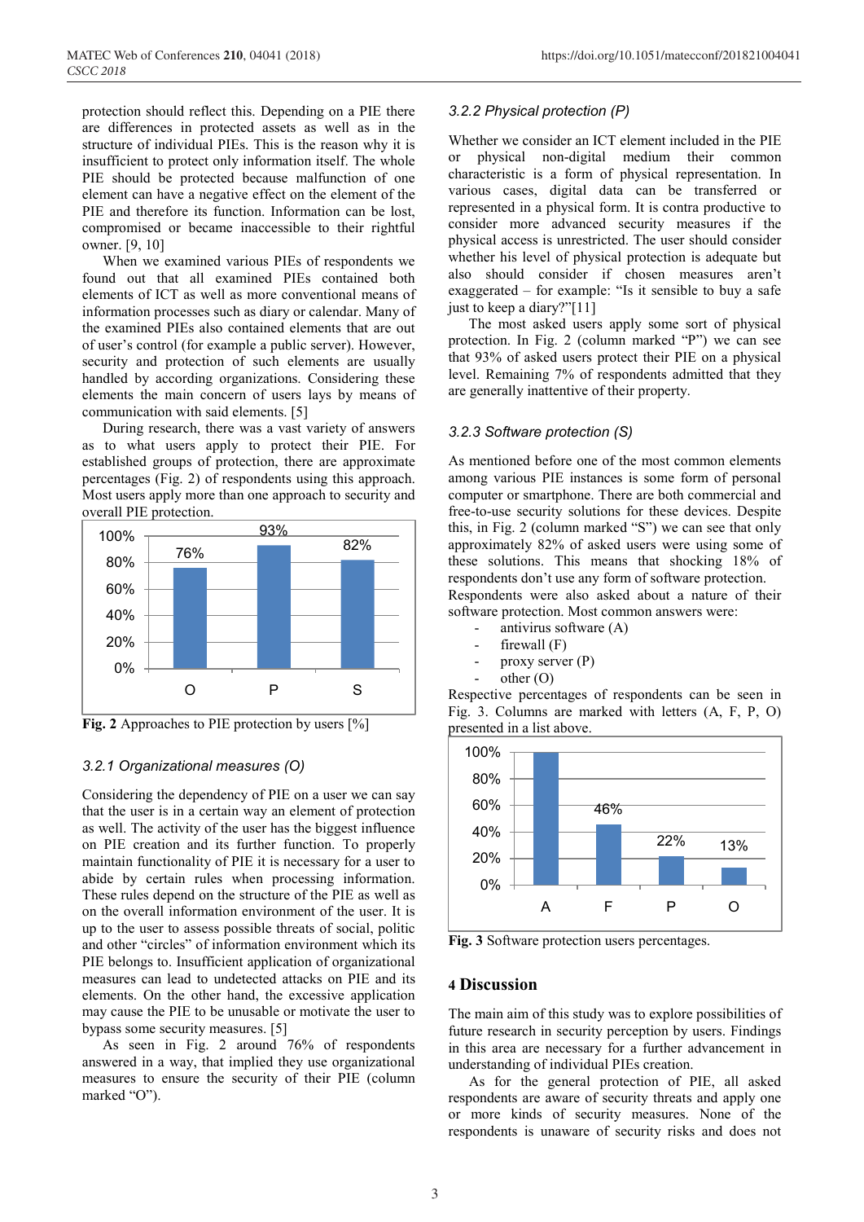protection should reflect this. Depending on a PIE there are differences in protected assets as well as in the structure of individual PIEs. This is the reason why it is insufficient to protect only information itself. The whole PIE should be protected because malfunction of one element can have a negative effect on the element of the PIE and therefore its function. Information can be lost, compromised or became inaccessible to their rightful owner. [9, 10]

When we examined various PIEs of respondents we found out that all examined PIEs contained both elements of ICT as well as more conventional means of information processes such as diary or calendar. Many of the examined PIEs also contained elements that are out of user's control (for example a public server). However, security and protection of such elements are usually handled by according organizations. Considering these elements the main concern of users lays by means of communication with said elements. [5]

During research, there was a vast variety of answers as to what users apply to protect their PIE. For established groups of protection, there are approximate percentages (Fig. 2) of respondents using this approach. Most users apply more than one approach to security and overall PIE protection.

| | O | P | S |
|---|---|---|---|
| % | 76% | 93% | 82% |

**Fig. 2** Approaches to PIE protection by users [%]

### 3.2.1 Organizational measures (O)

Considering the dependency of PIE on a user we can say that the user is in a certain way an element of protection as well. The activity of the user has the biggest influence on PIE creation and its further function. To properly maintain functionality of PIE it is necessary for a user to abide by certain rules when processing information. These rules depend on the structure of the PIE as well as on the overall information environment of the user. It is up to the user to assess possible threats of social, politic and other "circles" of information environment which its PIE belongs to. Insufficient application of organizational measures can lead to undetected attacks on PIE and its elements. On the other hand, the excessive application may cause the PIE to be unusable or motivate the user to bypass some security measures. [5]

As seen in Fig. 2 around 76% of respondents answered in a way, that implied they use organizational measures to ensure the security of their PIE (column marked "O").

### 3.2.2 Physical protection (P)

Whether we consider an ICT element included in the PIE or physical non-digital medium their common characteristic is a form of physical representation. In various cases, digital data can be transferred or represented in a physical form. It is contra productive to consider more advanced security measures if the physical access is unrestricted. The user should consider whether his level of physical protection is adequate but also should consider if chosen measures aren't exaggerated – for example: "Is it sensible to buy a safe just to keep a diary?"[11]

The most asked users apply some sort of physical protection. In Fig. 2 (column marked "P") we can see that 93% of asked users protect their PIE on a physical level. Remaining 7% of respondents admitted that they are generally inattentive of their property.

### 3.2.3 Software protection (S)

As mentioned before one of the most common elements among various PIE instances is some form of personal computer or smartphone. There are both commercial and free-to-use security solutions for these devices. Despite this, in Fig. 2 (column marked "S") we can see that only approximately 82% of asked users were using some of these solutions. This means that shocking 18% of respondents don't use any form of software protection.
Respondents were also asked about a nature of their software protection. Most common answers were:

- antivirus software (A)
- firewall (F)
- proxy server (P)
- other (O)

Respective percentages of respondents can be seen in Fig. 3. Columns are marked with letters (A, F, P, O) presented in a list above.

| | A | F | P | O |
|---|---|---|---|---|
| % | 100% | 46% | 22% | 13% |

**Fig. 3** Software protection users percentages.

## 4 Discussion

The main aim of this study was to explore possibilities of future research in security perception by users. Findings in this area are necessary for a further advancement in understanding of individual PIEs creation.

As for the general protection of PIE, all asked respondents are aware of security threats and apply one or more kinds of security measures. None of the respondents is unaware of security risks and does not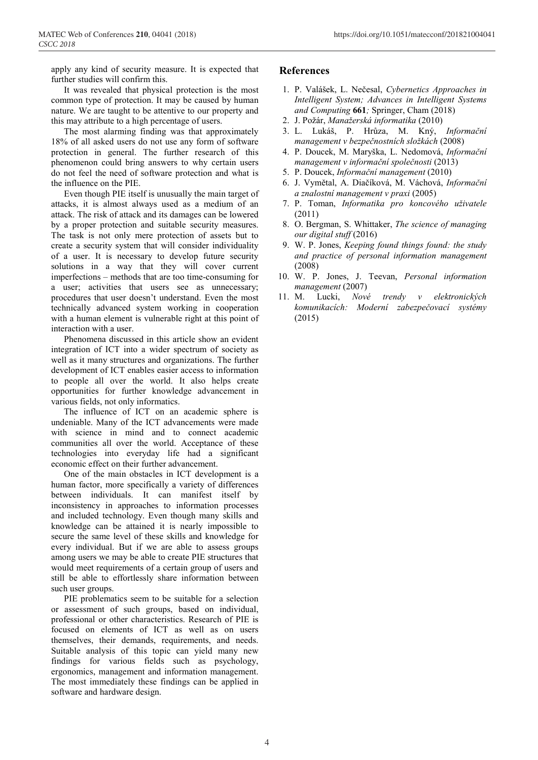apply any kind of security measure. It is expected that further studies will confirm this.

It was revealed that physical protection is the most common type of protection. It may be caused by human nature. We are taught to be attentive to our property and this may attribute to a high percentage of users.

The most alarming finding was that approximately 18% of all asked users do not use any form of software protection in general. The further research of this phenomenon could bring answers to why certain users do not feel the need of software protection and what is the influence on the PIE.

Even though PIE itself is unusually the main target of attacks, it is almost always used as a medium of an attack. The risk of attack and its damages can be lowered by a proper protection and suitable security measures. The task is not only mere protection of assets but to create a security system that will consider individuality of a user. It is necessary to develop future security solutions in a way that they will cover current imperfections – methods that are too time-consuming for a user; activities that users see as unnecessary; procedures that user doesn't understand. Even the most technically advanced system working in cooperation with a human element is vulnerable right at this point of interaction with a user.

Phenomena discussed in this article show an evident integration of ICT into a wider spectrum of society as well as it many structures and organizations. The further development of ICT enables easier access to information to people all over the world. It also helps create opportunities for further knowledge advancement in various fields, not only informatics.

The influence of ICT on an academic sphere is undeniable. Many of the ICT advancements were made with science in mind and to connect academic communities all over the world. Acceptance of these technologies into everyday life had a significant economic effect on their further advancement.

One of the main obstacles in ICT development is a human factor, more specifically a variety of differences between individuals. It can manifest itself by inconsistency in approaches to information processes and included technology. Even though many skills and knowledge can be attained it is nearly impossible to secure the same level of these skills and knowledge for every individual. But if we are able to assess groups among users we may be able to create PIE structures that would meet requirements of a certain group of users and still be able to effortlessly share information between such user groups.

PIE problematics seem to be suitable for a selection or assessment of such groups, based on individual, professional or other characteristics. Research of PIE is focused on elements of ICT as well as on users themselves, their demands, requirements, and needs. Suitable analysis of this topic can yield many new findings for various fields such as psychology, ergonomics, management and information management. The most immediately these findings can be applied in software and hardware design.

## References

1. P. Valášek, L. Nečesal, *Cybernetics Approaches in Intelligent System; Advances in Intelligent Systems and Computing* **661***;* Springer, Cham (2018)
2. J. Požár, *Manažerská informatika* (2010)
3. L. Lukáš, P. Hrůza, M. Kný, *Informační management v bezpečnostních složkách* (2008)
4. P. Doucek, M. Maryška, L. Nedomová, *Informační management v informační společnosti* (2013)
5. P. Doucek, *Informační management* (2010)
6. J. Vymětal, A. Diačíková, M. Váchová, *Informační a znalostní management v praxi* (2005)
7. P. Toman, *Informatika pro koncového uživatele* (2011)
8. O. Bergman, S. Whittaker, *The science of managing our digital stuff* (2016)
9. W. P. Jones, *Keeping found things found: the study and practice of personal information management* (2008)
10. W. P. Jones, J. Teevan, *Personal information management* (2007)
11. M. Lucki, *Nové trendy v elektronických komunikacích: Moderní zabezpečovací systémy* (2015)